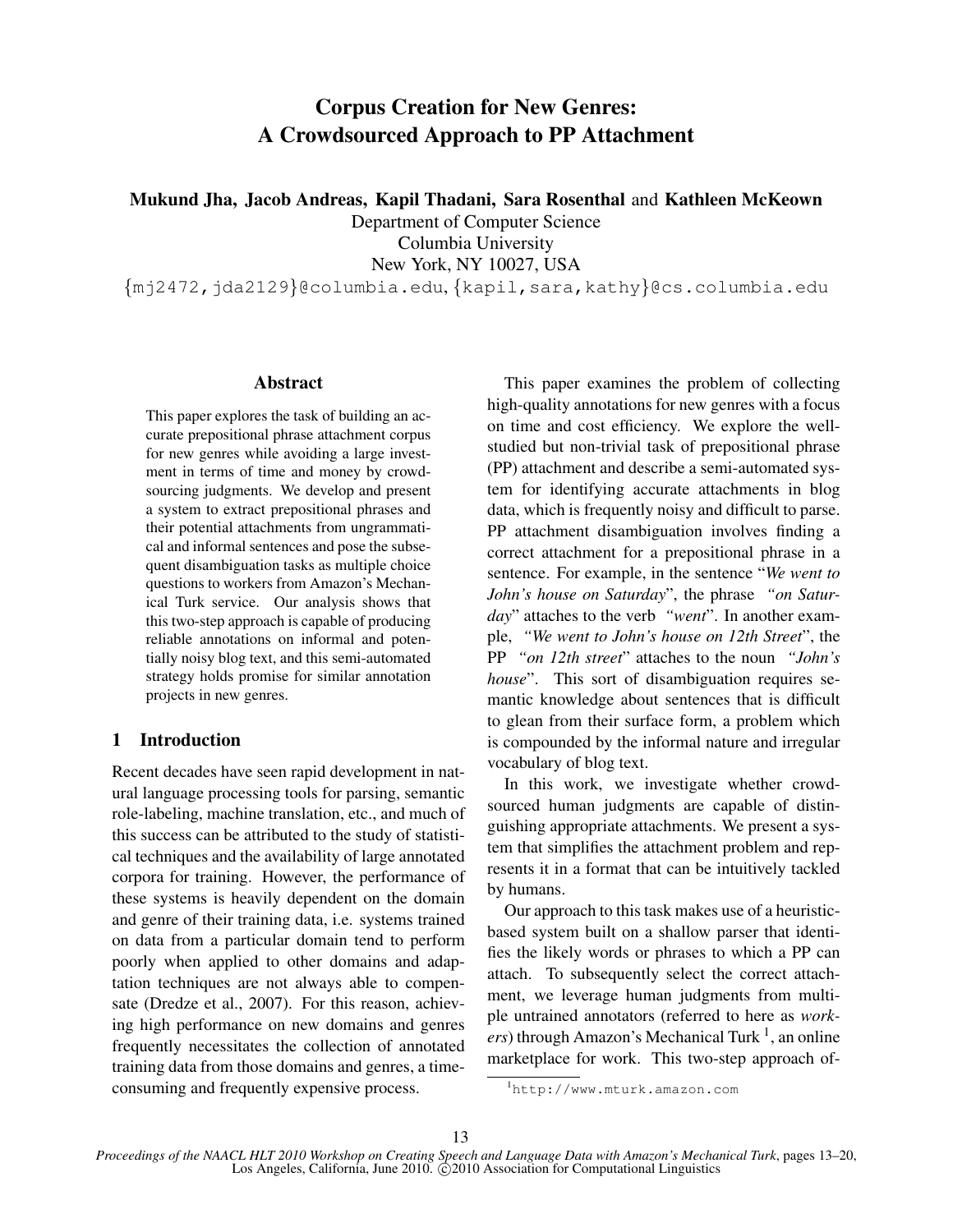# Corpus Creation for New Genres: A Crowdsourced Approach to PP Attachment

**Mukund Jha, Jacob Andreas, Kapil Thadani, Sara Rosenthal** and **Kathleen McKeown**

Department of Computer Science
Columbia University
New York, NY 10027, USA
{mj2472,jda2129}@columbia.edu, {kapil,sara,kathy}@cs.columbia.edu

## Abstract

This paper explores the task of building an accurate prepositional phrase attachment corpus for new genres while avoiding a large investment in terms of time and money by crowdsourcing judgments. We develop and present a system to extract prepositional phrases and their potential attachments from ungrammatical and informal sentences and pose the subsequent disambiguation tasks as multiple choice questions to workers from Amazon's Mechanical Turk service. Our analysis shows that this two-step approach is capable of producing reliable annotations on informal and potentially noisy blog text, and this semi-automated strategy holds promise for similar annotation projects in new genres.

## 1 Introduction

Recent decades have seen rapid development in natural language processing tools for parsing, semantic role-labeling, machine translation, etc., and much of this success can be attributed to the study of statistical techniques and the availability of large annotated corpora for training. However, the performance of these systems is heavily dependent on the domain and genre of their training data, i.e. systems trained on data from a particular domain tend to perform poorly when applied to other domains and adaptation techniques are not always able to compensate (Dredze et al., 2007). For this reason, achieving high performance on new domains and genres frequently necessitates the collection of annotated training data from those domains and genres, a time-consuming and frequently expensive process.

This paper examines the problem of collecting high-quality annotations for new genres with a focus on time and cost efficiency. We explore the well-studied but non-trivial task of prepositional phrase (PP) attachment and describe a semi-automated system for identifying accurate attachments in blog data, which is frequently noisy and difficult to parse. PP attachment disambiguation involves finding a correct attachment for a prepositional phrase in a sentence. For example, in the sentence "*We went to John's house on Saturday*", the phrase *"on Saturday"* attaches to the verb *"went"*. In another example, *"We went to John's house on 12th Street"*, the PP *"on 12th street"* attaches to the noun *"John's house"*. This sort of disambiguation requires semantic knowledge about sentences that is difficult to glean from their surface form, a problem which is compounded by the informal nature and irregular vocabulary of blog text.

In this work, we investigate whether crowdsourced human judgments are capable of distinguishing appropriate attachments. We present a system that simplifies the attachment problem and represents it in a format that can be intuitively tackled by humans.

Our approach to this task makes use of a heuristic-based system built on a shallow parser that identifies the likely words or phrases to which a PP can attach. To subsequently select the correct attachment, we leverage human judgments from multiple untrained annotators (referred to here as *workers*) through Amazon's Mechanical Turk [1], an online marketplace for work. This two-step approach of-

[1] http://www.mturk.amazon.com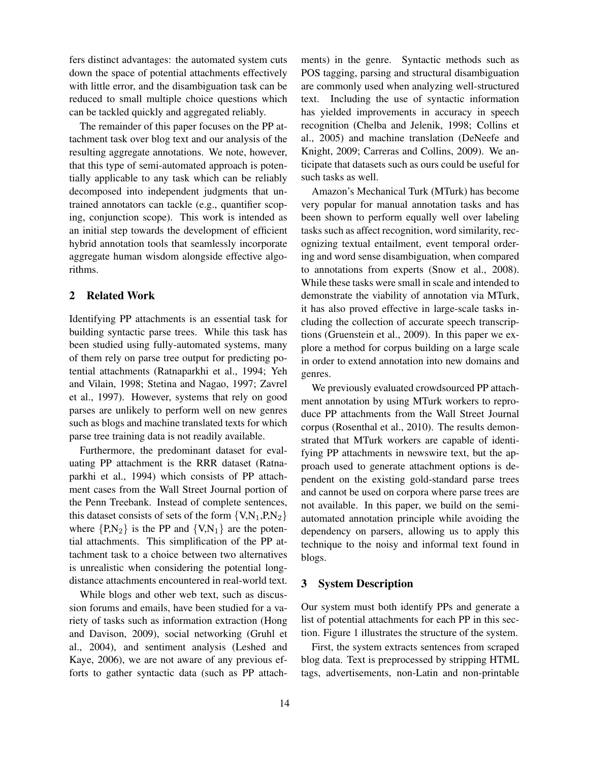fers distinct advantages: the automated system cuts down the space of potential attachments effectively with little error, and the disambiguation task can be reduced to small multiple choice questions which can be tackled quickly and aggregated reliably.

The remainder of this paper focuses on the PP attachment task over blog text and our analysis of the resulting aggregate annotations. We note, however, that this type of semi-automated approach is potentially applicable to any task which can be reliably decomposed into independent judgments that untrained annotators can tackle (e.g., quantifier scoping, conjunction scope). This work is intended as an initial step towards the development of efficient hybrid annotation tools that seamlessly incorporate aggregate human wisdom alongside effective algorithms.

## 2 Related Work

Identifying PP attachments is an essential task for building syntactic parse trees. While this task has been studied using fully-automated systems, many of them rely on parse tree output for predicting potential attachments (Ratnaparkhi et al., 1994; Yeh and Vilain, 1998; Stetina and Nagao, 1997; Zavrel et al., 1997). However, systems that rely on good parses are unlikely to perform well on new genres such as blogs and machine translated texts for which parse tree training data is not readily available.

Furthermore, the predominant dataset for evaluating PP attachment is the RRR dataset (Ratnaparkhi et al., 1994) which consists of PP attachment cases from the Wall Street Journal portion of the Penn Treebank. Instead of complete sentences, this dataset consists of sets of the form $\{V,N_1,P,N_2\}$ where $\{P,N_2\}$ is the PP and $\{V,N_1\}$ are the potential attachments. This simplification of the PP attachment task to a choice between two alternatives is unrealistic when considering the potential long-distance attachments encountered in real-world text.

While blogs and other web text, such as discussion forums and emails, have been studied for a variety of tasks such as information extraction (Hong and Davison, 2009), social networking (Gruhl et al., 2004), and sentiment analysis (Leshed and Kaye, 2006), we are not aware of any previous efforts to gather syntactic data (such as PP attachments) in the genre. Syntactic methods such as POS tagging, parsing and structural disambiguation are commonly used when analyzing well-structured text. Including the use of syntactic information has yielded improvements in accuracy in speech recognition (Chelba and Jelenik, 1998; Collins et al., 2005) and machine translation (DeNeefe and Knight, 2009; Carreras and Collins, 2009). We anticipate that datasets such as ours could be useful for such tasks as well.

Amazon's Mechanical Turk (MTurk) has become very popular for manual annotation tasks and has been shown to perform equally well over labeling tasks such as affect recognition, word similarity, recognizing textual entailment, event temporal ordering and word sense disambiguation, when compared to annotations from experts (Snow et al., 2008). While these tasks were small in scale and intended to demonstrate the viability of annotation via MTurk, it has also proved effective in large-scale tasks including the collection of accurate speech transcriptions (Gruenstein et al., 2009). In this paper we explore a method for corpus building on a large scale in order to extend annotation into new domains and genres.

We previously evaluated crowdsourced PP attachment annotation by using MTurk workers to reproduce PP attachments from the Wall Street Journal corpus (Rosenthal et al., 2010). The results demonstrated that MTurk workers are capable of identifying PP attachments in newswire text, but the approach used to generate attachment options is dependent on the existing gold-standard parse trees and cannot be used on corpora where parse trees are not available. In this paper, we build on the semi-automated annotation principle while avoiding the dependency on parsers, allowing us to apply this technique to the noisy and informal text found in blogs.

## 3 System Description

Our system must both identify PPs and generate a list of potential attachments for each PP in this section. Figure 1 illustrates the structure of the system.

First, the system extracts sentences from scraped blog data. Text is preprocessed by stripping HTML tags, advertisements, non-Latin and non-printable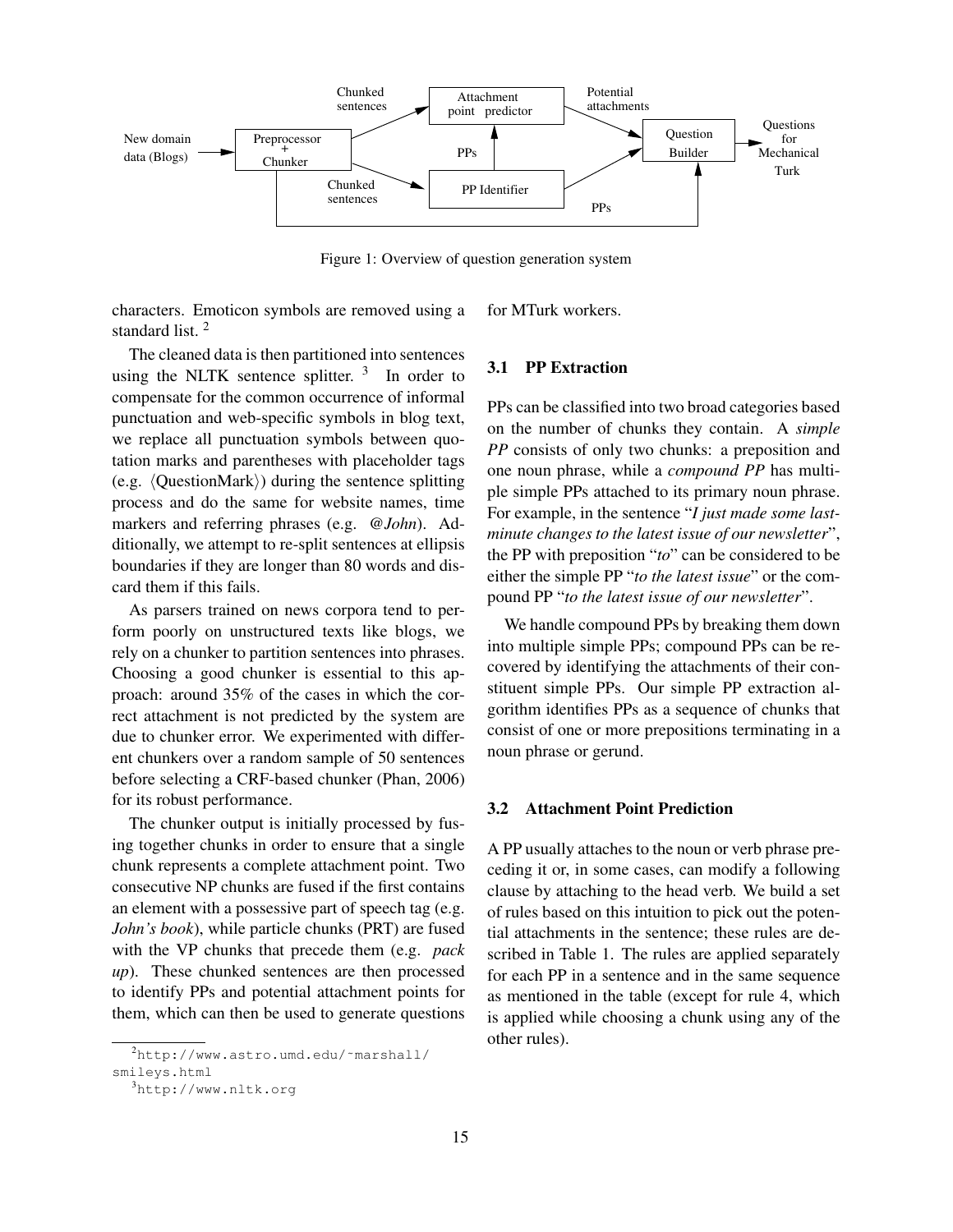Figure 1: Overview of question generation system

characters. Emoticon symbols are removed using a standard list. [2]

The cleaned data is then partitioned into sentences using the NLTK sentence splitter. [3] In order to compensate for the common occurrence of informal punctuation and web-specific symbols in blog text, we replace all punctuation symbols between quotation marks and parentheses with placeholder tags (e.g. ⟨QuestionMark⟩) during the sentence splitting process and do the same for website names, time markers and referring phrases (e.g. *@John*). Additionally, we attempt to re-split sentences at ellipsis boundaries if they are longer than 80 words and discard them if this fails.

As parsers trained on news corpora tend to perform poorly on unstructured texts like blogs, we rely on a chunker to partition sentences into phrases. Choosing a good chunker is essential to this approach: around 35% of the cases in which the correct attachment is not predicted by the system are due to chunker error. We experimented with different chunkers over a random sample of 50 sentences before selecting a CRF-based chunker (Phan, 2006) for its robust performance.

The chunker output is initially processed by fusing together chunks in order to ensure that a single chunk represents a complete attachment point. Two consecutive NP chunks are fused if the first contains an element with a possessive part of speech tag (e.g. *John's book*), while particle chunks (PRT) are fused with the VP chunks that precede them (e.g. *pack up*). These chunked sentences are then processed to identify PPs and potential attachment points for them, which can then be used to generate questions for MTurk workers.

### 3.1 PP Extraction

PPs can be classified into two broad categories based on the number of chunks they contain. A *simple PP* consists of only two chunks: a preposition and one noun phrase, while a *compound PP* has multiple simple PPs attached to its primary noun phrase. For example, in the sentence "*I just made some last-minute changes to the latest issue of our newsletter*", the PP with preposition "*to*" can be considered to be either the simple PP "*to the latest issue*" or the compound PP "*to the latest issue of our newsletter*".

We handle compound PPs by breaking them down into multiple simple PPs; compound PPs can be recovered by identifying the attachments of their constituent simple PPs. Our simple PP extraction algorithm identifies PPs as a sequence of chunks that consist of one or more prepositions terminating in a noun phrase or gerund.

### 3.2 Attachment Point Prediction

A PP usually attaches to the noun or verb phrase preceding it or, in some cases, can modify a following clause by attaching to the head verb. We build a set of rules based on this intuition to pick out the potential attachments in the sentence; these rules are described in Table 1. The rules are applied separately for each PP in a sentence and in the same sequence as mentioned in the table (except for rule 4, which is applied while choosing a chunk using any of the other rules).

[2] http://www.astro.umd.edu/~marshall/smileys.html

[3] http://www.nltk.org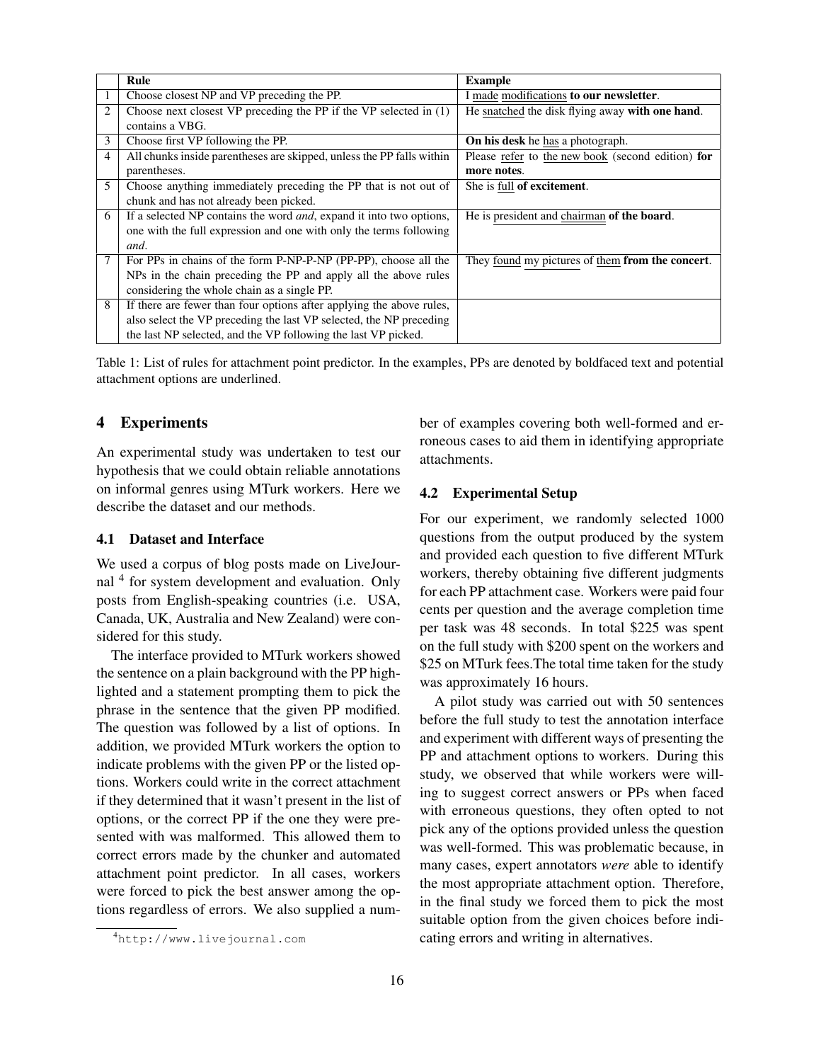|  | Rule | Example |
|---|---|---|
| 1 | Choose closest NP and VP preceding the PP. | I made modifications **to our newsletter**. |
| 2 | Choose next closest VP preceding the PP if the VP selected in (1) contains a VBG. | He snatched the disk flying away **with one hand**. |
| 3 | Choose first VP following the PP. | **On his desk** he has a photograph. |
| 4 | All chunks inside parentheses are skipped, unless the PP falls within parentheses. | Please refer to the new book (second edition) **for more notes**. |
| 5 | Choose anything immediately preceding the PP that is not out of chunk and has not already been picked. | She is full **of excitement**. |
| 6 | If a selected NP contains the word *and*, expand it into two options, one with the full expression and one with only the terms following *and*. | He is president and chairman **of the board**. |
| 7 | For PPs in chains of the form P-NP-P-NP (PP-PP), choose all the NPs in the chain preceding the PP and apply all the above rules considering the whole chain as a single PP. | They found my pictures of them **from the concert**. |
| 8 | If there are fewer than four options after applying the above rules, also select the VP preceding the last VP selected, the NP preceding the last NP selected, and the VP following the last VP picked. |  |

Table 1: List of rules for attachment point predictor. In the examples, PPs are denoted by boldfaced text and potential attachment options are underlined.

## 4 Experiments

An experimental study was undertaken to test our hypothesis that we could obtain reliable annotations on informal genres using MTurk workers. Here we describe the dataset and our methods.

### 4.1 Dataset and Interface

We used a corpus of blog posts made on LiveJournal [4] for system development and evaluation. Only posts from English-speaking countries (i.e. USA, Canada, UK, Australia and New Zealand) were considered for this study.

The interface provided to MTurk workers showed the sentence on a plain background with the PP highlighted and a statement prompting them to pick the phrase in the sentence that the given PP modified. The question was followed by a list of options. In addition, we provided MTurk workers the option to indicate problems with the given PP or the listed options. Workers could write in the correct attachment if they determined that it wasn't present in the list of options, or the correct PP if the one they were presented with was malformed. This allowed them to correct errors made by the chunker and automated attachment point predictor. In all cases, workers were forced to pick the best answer among the options regardless of errors. We also supplied a number of examples covering both well-formed and erroneous cases to aid them in identifying appropriate attachments.

[4] http://www.livejournal.com

### 4.2 Experimental Setup

For our experiment, we randomly selected 1000 questions from the output produced by the system and provided each question to five different MTurk workers, thereby obtaining five different judgments for each PP attachment case. Workers were paid four cents per question and the average completion time per task was 48 seconds. In total $225 was spent on the full study with $200 spent on the workers and $25 on MTurk fees.The total time taken for the study was approximately 16 hours.

A pilot study was carried out with 50 sentences before the full study to test the annotation interface and experiment with different ways of presenting the PP and attachment options to workers. During this study, we observed that while workers were willing to suggest correct answers or PPs when faced with erroneous questions, they often opted to not pick any of the options provided unless the question was well-formed. This was problematic because, in many cases, expert annotators *were* able to identify the most appropriate attachment option. Therefore, in the final study we forced them to pick the most suitable option from the given choices before indicating errors and writing in alternatives.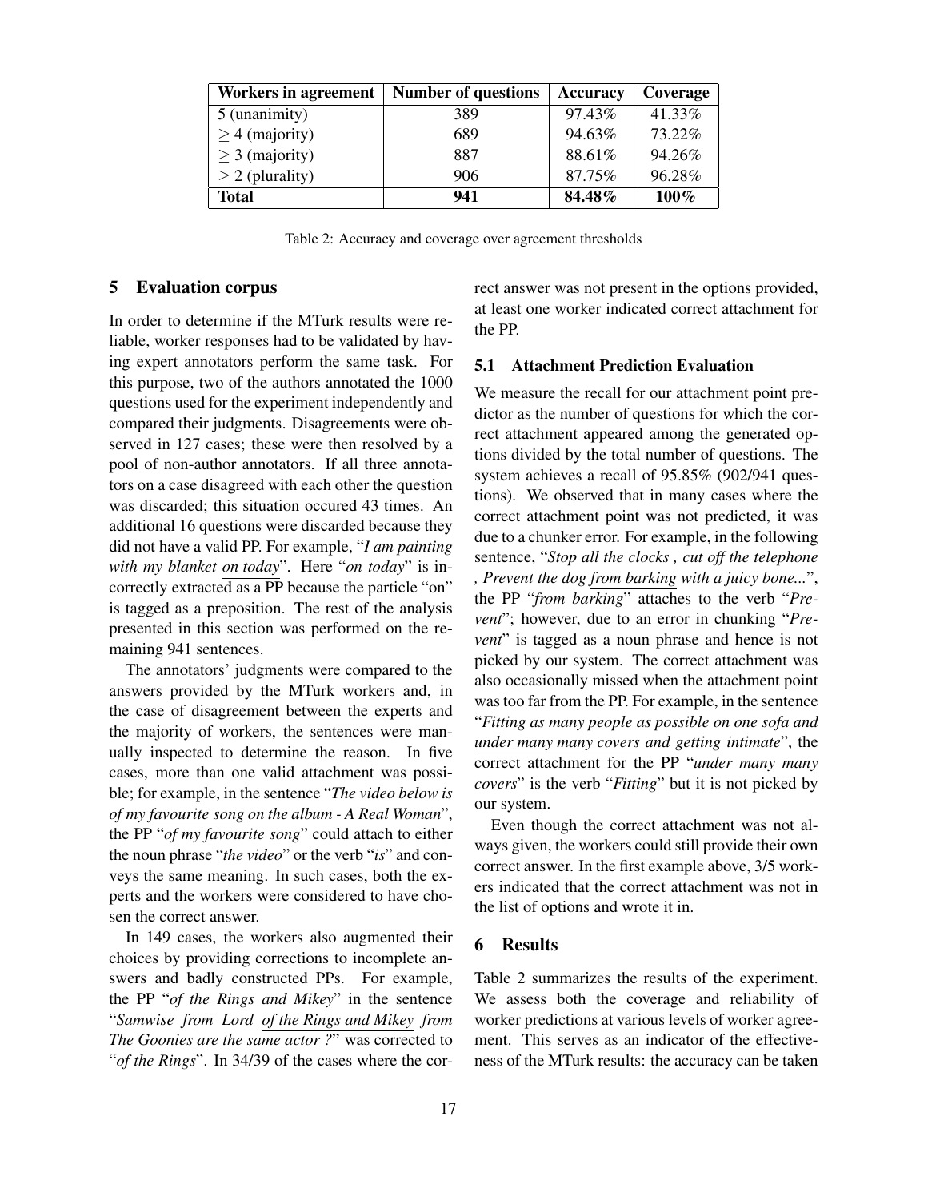| Workers in agreement | Number of questions | Accuracy | Coverage |
|---|---|---|---|
| 5 (unanimity) | 389 | 97.43% | 41.33% |
| $\geq 4$ (majority) | 689 | 94.63% | 73.22% |
| $\geq 3$ (majority) | 887 | 88.61% | 94.26% |
| $\geq 2$ (plurality) | 906 | 87.75% | 96.28% |
| **Total** | **941** | **84.48%** | **100%** |

Table 2: Accuracy and coverage over agreement thresholds

## 5 Evaluation corpus

In order to determine if the MTurk results were reliable, worker responses had to be validated by having expert annotators perform the same task. For this purpose, two of the authors annotated the 1000 questions used for the experiment independently and compared their judgments. Disagreements were observed in 127 cases; these were then resolved by a pool of non-author annotators. If all three annotators on a case disagreed with each other the question was discarded; this situation occured 43 times. An additional 16 questions were discarded because they did not have a valid PP. For example, "*I am painting with my blanket on today*". Here "*on today*" is incorrectly extracted as a PP because the particle "on" is tagged as a preposition. The rest of the analysis presented in this section was performed on the remaining 941 sentences.

The annotators' judgments were compared to the answers provided by the MTurk workers and, in the case of disagreement between the experts and the majority of workers, the sentences were manually inspected to determine the reason. In five cases, more than one valid attachment was possible; for example, in the sentence "*The video below is of my favourite song on the album - A Real Woman*", the PP "*of my favourite song*" could attach to either the noun phrase "*the video*" or the verb "*is*" and conveys the same meaning. In such cases, both the experts and the workers were considered to have chosen the correct answer.

In 149 cases, the workers also augmented their choices by providing corrections to incomplete answers and badly constructed PPs. For example, the PP "*of the Rings and Mikey*" in the sentence "*Samwise from Lord of the Rings and Mikey from The Goonies are the same actor ?*" was corrected to "*of the Rings*". In 34/39 of the cases where the correct answer was not present in the options provided, at least one worker indicated correct attachment for the PP.

### 5.1 Attachment Prediction Evaluation

We measure the recall for our attachment point predictor as the number of questions for which the correct attachment appeared among the generated options divided by the total number of questions. The system achieves a recall of 95.85% (902/941 questions). We observed that in many cases where the correct attachment point was not predicted, it was due to a chunker error. For example, in the following sentence, "*Stop all the clocks , cut off the telephone , Prevent the dog from barking with a juicy bone...*", the PP "*from barking*" attaches to the verb "*Prevent*"; however, due to an error in chunking "*Prevent*" is tagged as a noun phrase and hence is not picked by our system. The correct attachment was also occasionally missed when the attachment point was too far from the PP. For example, in the sentence "*Fitting as many people as possible on one sofa and under many many covers and getting intimate*", the correct attachment for the PP "*under many many covers*" is the verb "*Fitting*" but it is not picked by our system.

Even though the correct attachment was not always given, the workers could still provide their own correct answer. In the first example above, 3/5 workers indicated that the correct attachment was not in the list of options and wrote it in.

## 6 Results

Table 2 summarizes the results of the experiment. We assess both the coverage and reliability of worker predictions at various levels of worker agreement. This serves as an indicator of the effectiveness of the MTurk results: the accuracy can be taken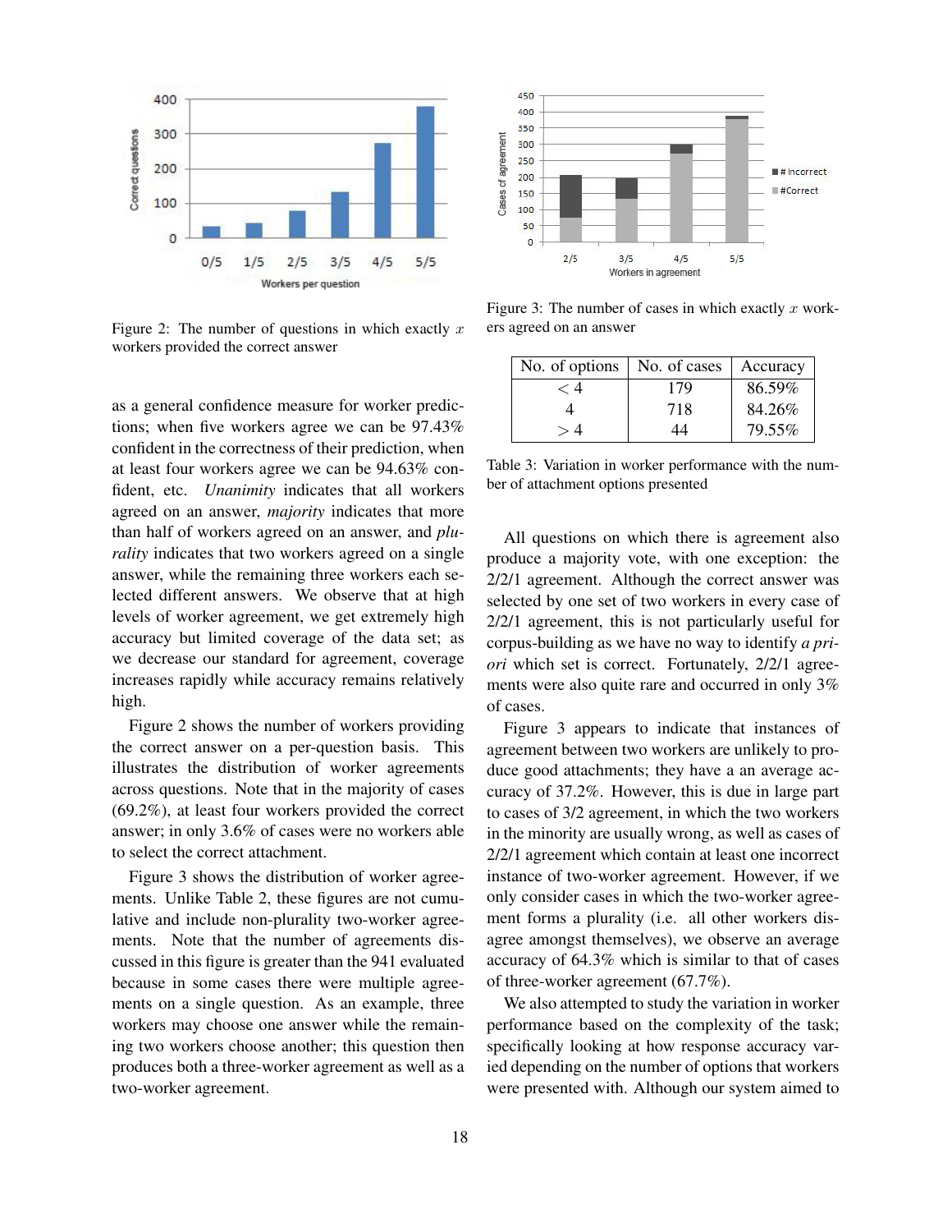Figure 2: The number of questions in which exactly $x$ workers provided the correct answer

as a general confidence measure for worker predictions; when five workers agree we can be 97.43% confident in the correctness of their prediction, when at least four workers agree we can be 94.63% confident, etc. *Unanimity* indicates that all workers agreed on an answer, *majority* indicates that more than half of workers agreed on an answer, and *plurality* indicates that two workers agreed on a single answer, while the remaining three workers each selected different answers. We observe that at high levels of worker agreement, we get extremely high accuracy but limited coverage of the data set; as we decrease our standard for agreement, coverage increases rapidly while accuracy remains relatively high.

Figure 2 shows the number of workers providing the correct answer on a per-question basis. This illustrates the distribution of worker agreements across questions. Note that in the majority of cases (69.2%), at least four workers provided the correct answer; in only 3.6% of cases were no workers able to select the correct attachment.

Figure 3 shows the distribution of worker agreements. Unlike Table 2, these figures are not cumulative and include non-plurality two-worker agreements. Note that the number of agreements discussed in this figure is greater than the 941 evaluated because in some cases there were multiple agreements on a single question. As an example, three workers may choose one answer while the remaining two workers choose another; this question then produces both a three-worker agreement as well as a two-worker agreement.

Figure 3: The number of cases in which exactly $x$ workers agreed on an answer

| No. of options | No. of cases | Accuracy |
|---|---|---|
| $< 4$ | 179 | 86.59% |
| 4 | 718 | 84.26% |
| $> 4$ | 44 | 79.55% |

Table 3: Variation in worker performance with the number of attachment options presented

All questions on which there is agreement also produce a majority vote, with one exception: the 2/2/1 agreement. Although the correct answer was selected by one set of two workers in every case of 2/2/1 agreement, this is not particularly useful for corpus-building as we have no way to identify *a priori* which set is correct. Fortunately, 2/2/1 agreements were also quite rare and occurred in only 3% of cases.

Figure 3 appears to indicate that instances of agreement between two workers are unlikely to produce good attachments; they have a an average accuracy of 37.2%. However, this is due in large part to cases of 3/2 agreement, in which the two workers in the minority are usually wrong, as well as cases of 2/2/1 agreement which contain at least one incorrect instance of two-worker agreement. However, if we only consider cases in which the two-worker agreement forms a plurality (i.e. all other workers disagree amongst themselves), we observe an average accuracy of 64.3% which is similar to that of cases of three-worker agreement (67.7%).

We also attempted to study the variation in worker performance based on the complexity of the task; specifically looking at how response accuracy varied depending on the number of options that workers were presented with. Although our system aimed to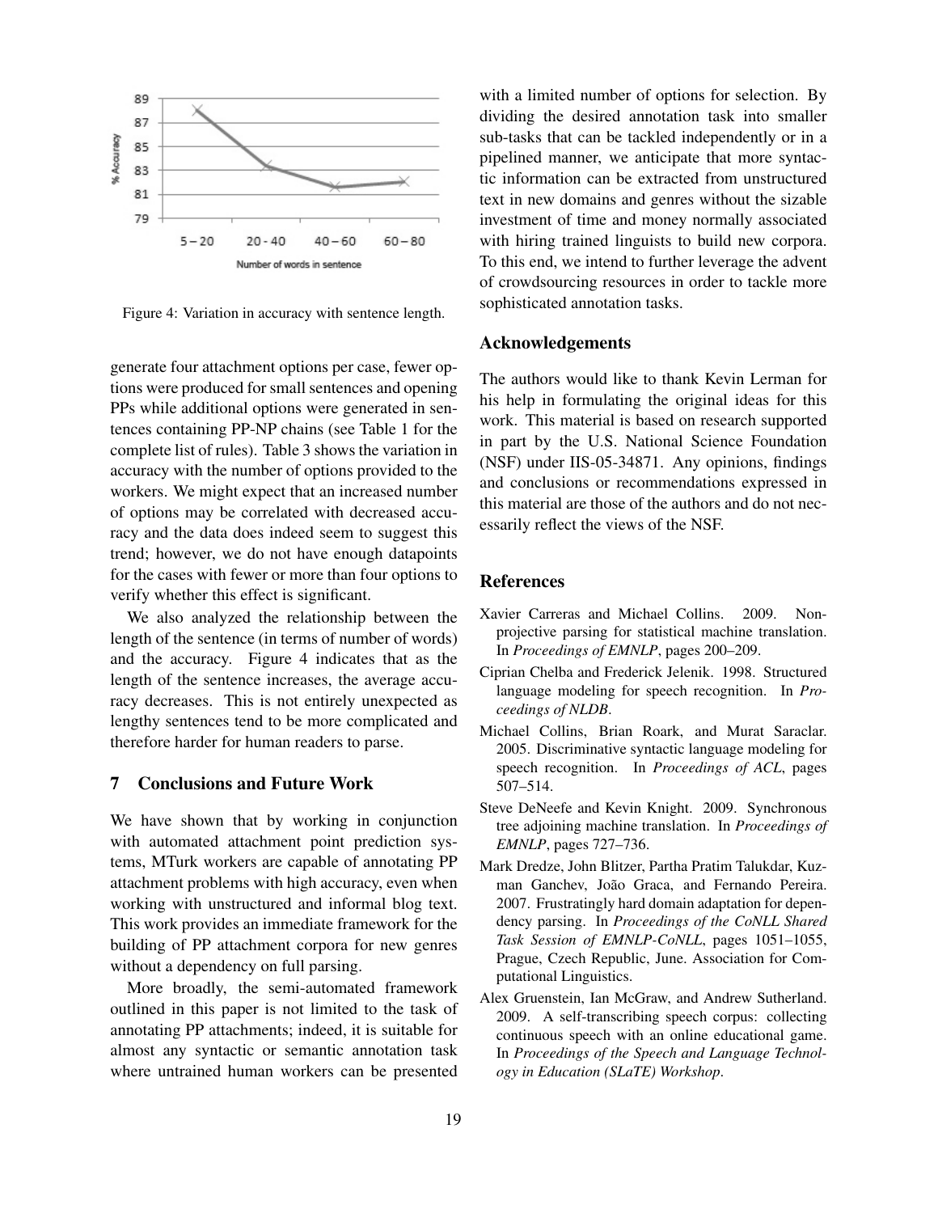Figure 4: Variation in accuracy with sentence length.

generate four attachment options per case, fewer options were produced for small sentences and opening PPs while additional options were generated in sentences containing PP-NP chains (see Table 1 for the complete list of rules). Table 3 shows the variation in accuracy with the number of options provided to the workers. We might expect that an increased number of options may be correlated with decreased accuracy and the data does indeed seem to suggest this trend; however, we do not have enough datapoints for the cases with fewer or more than four options to verify whether this effect is significant.

We also analyzed the relationship between the length of the sentence (in terms of number of words) and the accuracy. Figure 4 indicates that as the length of the sentence increases, the average accuracy decreases. This is not entirely unexpected as lengthy sentences tend to be more complicated and therefore harder for human readers to parse.

## 7 Conclusions and Future Work

We have shown that by working in conjunction with automated attachment point prediction systems, MTurk workers are capable of annotating PP attachment problems with high accuracy, even when working with unstructured and informal blog text. This work provides an immediate framework for the building of PP attachment corpora for new genres without a dependency on full parsing.

More broadly, the semi-automated framework outlined in this paper is not limited to the task of annotating PP attachments; indeed, it is suitable for almost any syntactic or semantic annotation task where untrained human workers can be presented with a limited number of options for selection. By dividing the desired annotation task into smaller sub-tasks that can be tackled independently or in a pipelined manner, we anticipate that more syntactic information can be extracted from unstructured text in new domains and genres without the sizable investment of time and money normally associated with hiring trained linguists to build new corpora. To this end, we intend to further leverage the advent of crowdsourcing resources in order to tackle more sophisticated annotation tasks.

## Acknowledgements

The authors would like to thank Kevin Lerman for his help in formulating the original ideas for this work. This material is based on research supported in part by the U.S. National Science Foundation (NSF) under IIS-05-34871. Any opinions, findings and conclusions or recommendations expressed in this material are those of the authors and do not necessarily reflect the views of the NSF.

## References

Xavier Carreras and Michael Collins. 2009. Non-projective parsing for statistical machine translation. In *Proceedings of EMNLP*, pages 200–209.

Ciprian Chelba and Frederick Jelenik. 1998. Structured language modeling for speech recognition. In *Proceedings of NLDB*.

Michael Collins, Brian Roark, and Murat Saraclar. 2005. Discriminative syntactic language modeling for speech recognition. In *Proceedings of ACL*, pages 507–514.

Steve DeNeefe and Kevin Knight. 2009. Synchronous tree adjoining machine translation. In *Proceedings of EMNLP*, pages 727–736.

Mark Dredze, John Blitzer, Partha Pratim Talukdar, Kuzman Ganchev, João Graca, and Fernando Pereira. 2007. Frustratingly hard domain adaptation for dependency parsing. In *Proceedings of the CoNLL Shared Task Session of EMNLP-CoNLL*, pages 1051–1055, Prague, Czech Republic, June. Association for Computational Linguistics.

Alex Gruenstein, Ian McGraw, and Andrew Sutherland. 2009. A self-transcribing speech corpus: collecting continuous speech with an online educational game. In *Proceedings of the Speech and Language Technology in Education (SLaTE) Workshop*.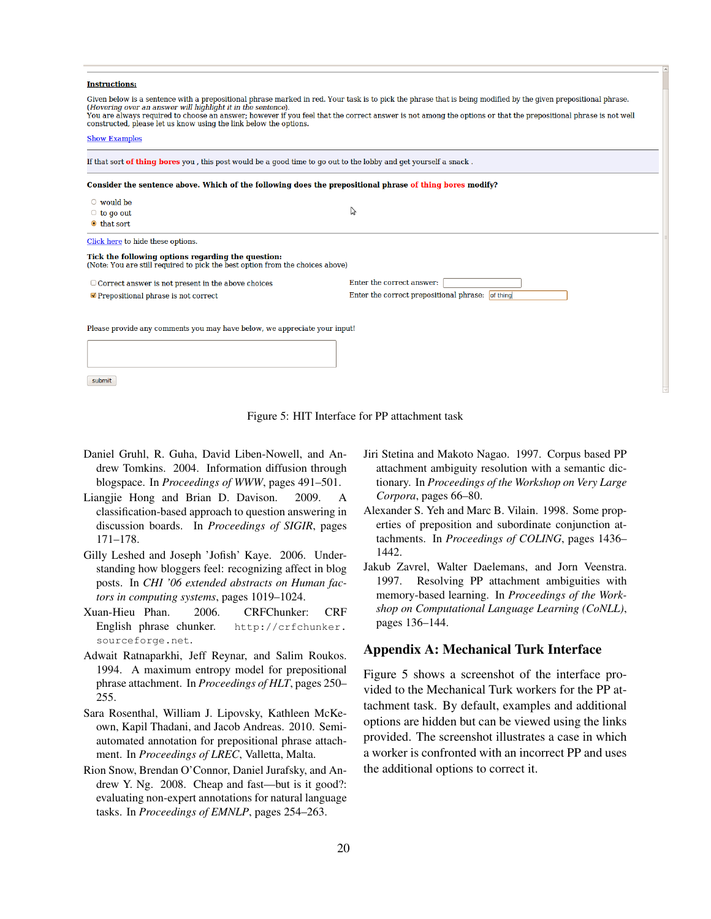Instructions:

Given below is a sentence with a prepositional phrase marked in red. Your task is to pick the phrase that is being modified by the given prepositional phrase. (*Hovering over an answer will highlight it in the sentence*).
You are always required to choose an answer; however if you feel that the correct answer is not among the options or that the prepositional phrase is not well constructed, please let us know using the link below the options.

Show Examples

If that sort **of thing bores** you , this post would be a good time to go out to the lobby and get yourself a snack .

**Consider the sentence above. Which of the following does the prepositional phrase of thing bores modify?**

- would be
- to go out
- that sort

Click here to hide these options.

**Tick the following options regarding the question:**
(Note: You are still required to pick the best option from the choices above)

- Correct answer is not present in the above choices — Enter the correct answer:
- Prepositional phrase is not correct — Enter the correct prepositional phrase: of thing

Please provide any comments you may have below, we appreciate your input!

submit

Figure 5: HIT Interface for PP attachment task

Daniel Gruhl, R. Guha, David Liben-Nowell, and Andrew Tomkins. 2004. Information diffusion through blogspace. In *Proceedings of WWW*, pages 491–501.

Liangjie Hong and Brian D. Davison. 2009. A classification-based approach to question answering in discussion boards. In *Proceedings of SIGIR*, pages 171–178.

Gilly Leshed and Joseph 'Jofish' Kaye. 2006. Understanding how bloggers feel: recognizing affect in blog posts. In *CHI '06 extended abstracts on Human factors in computing systems*, pages 1019–1024.

Xuan-Hieu Phan. 2006. CRFChunker: CRF English phrase chunker. `http://crfchunker.sourceforge.net`.

Adwait Ratnaparkhi, Jeff Reynar, and Salim Roukos. 1994. A maximum entropy model for prepositional phrase attachment. In *Proceedings of HLT*, pages 250–255.

Sara Rosenthal, William J. Lipovsky, Kathleen McKeown, Kapil Thadani, and Jacob Andreas. 2010. Semi-automated annotation for prepositional phrase attachment. In *Proceedings of LREC*, Valletta, Malta.

Rion Snow, Brendan O'Connor, Daniel Jurafsky, and Andrew Y. Ng. 2008. Cheap and fast—but is it good?: evaluating non-expert annotations for natural language tasks. In *Proceedings of EMNLP*, pages 254–263.

Jiri Stetina and Makoto Nagao. 1997. Corpus based PP attachment ambiguity resolution with a semantic dictionary. In *Proceedings of the Workshop on Very Large Corpora*, pages 66–80.

Alexander S. Yeh and Marc B. Vilain. 1998. Some properties of preposition and subordinate conjunction attachments. In *Proceedings of COLING*, pages 1436–1442.

Jakub Zavrel, Walter Daelemans, and Jorn Veenstra. 1997. Resolving PP attachment ambiguities with memory-based learning. In *Proceedings of the Workshop on Computational Language Learning (CoNLL)*, pages 136–144.

## Appendix A: Mechanical Turk Interface

Figure 5 shows a screenshot of the interface provided to the Mechanical Turk workers for the PP attachment task. By default, examples and additional options are hidden but can be viewed using the links provided. The screenshot illustrates a case in which a worker is confronted with an incorrect PP and uses the additional options to correct it.